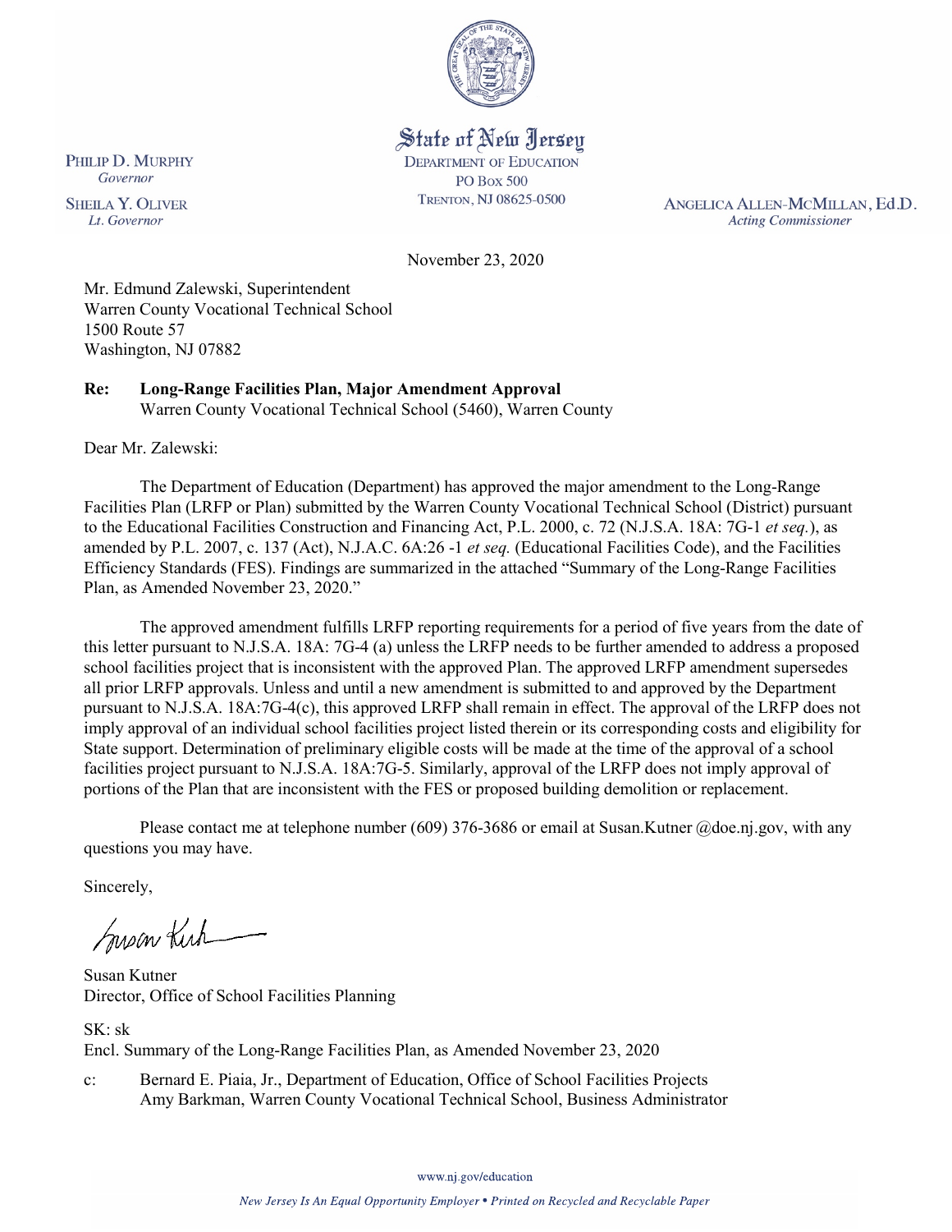State of New Jersey
DEPARTMENT OF EDUCATION
PO BOX 500
TRENTON, NJ 08625-0500

PHILIP D. MURPHY
*Governor*

SHEILA Y. OLIVER
*Lt. Governor*

ANGELICA ALLEN-MCMILLAN, Ed.D.
*Acting Commissioner*

November 23, 2020

Mr. Edmund Zalewski, Superintendent
Warren County Vocational Technical School
1500 Route 57
Washington, NJ 07882

**Re: Long-Range Facilities Plan, Major Amendment Approval**
Warren County Vocational Technical School (5460), Warren County

Dear Mr. Zalewski:

The Department of Education (Department) has approved the major amendment to the Long-Range Facilities Plan (LRFP or Plan) submitted by the Warren County Vocational Technical School (District) pursuant to the Educational Facilities Construction and Financing Act, P.L. 2000, c. 72 (N.J.S.A. 18A: 7G-1 *et seq.*), as amended by P.L. 2007, c. 137 (Act), N.J.A.C. 6A:26 -1 *et seq.* (Educational Facilities Code), and the Facilities Efficiency Standards (FES). Findings are summarized in the attached "Summary of the Long-Range Facilities Plan, as Amended November 23, 2020."

The approved amendment fulfills LRFP reporting requirements for a period of five years from the date of this letter pursuant to N.J.S.A. 18A: 7G-4 (a) unless the LRFP needs to be further amended to address a proposed school facilities project that is inconsistent with the approved Plan. The approved LRFP amendment supersedes all prior LRFP approvals. Unless and until a new amendment is submitted to and approved by the Department pursuant to N.J.S.A. 18A:7G-4(c), this approved LRFP shall remain in effect. The approval of the LRFP does not imply approval of an individual school facilities project listed therein or its corresponding costs and eligibility for State support. Determination of preliminary eligible costs will be made at the time of the approval of a school facilities project pursuant to N.J.S.A. 18A:7G-5. Similarly, approval of the LRFP does not imply approval of portions of the Plan that are inconsistent with the FES or proposed building demolition or replacement.

Please contact me at telephone number (609) 376-3686 or email at Susan.Kutner @doe.nj.gov, with any questions you may have.

Sincerely,

Susan Kutner
Director, Office of School Facilities Planning

SK: sk
Encl. Summary of the Long-Range Facilities Plan, as Amended November 23, 2020

c: Bernard E. Piaia, Jr., Department of Education, Office of School Facilities Projects
Amy Barkman, Warren County Vocational Technical School, Business Administrator

www.nj.gov/education

*New Jersey Is An Equal Opportunity Employer • Printed on Recycled and Recyclable Paper*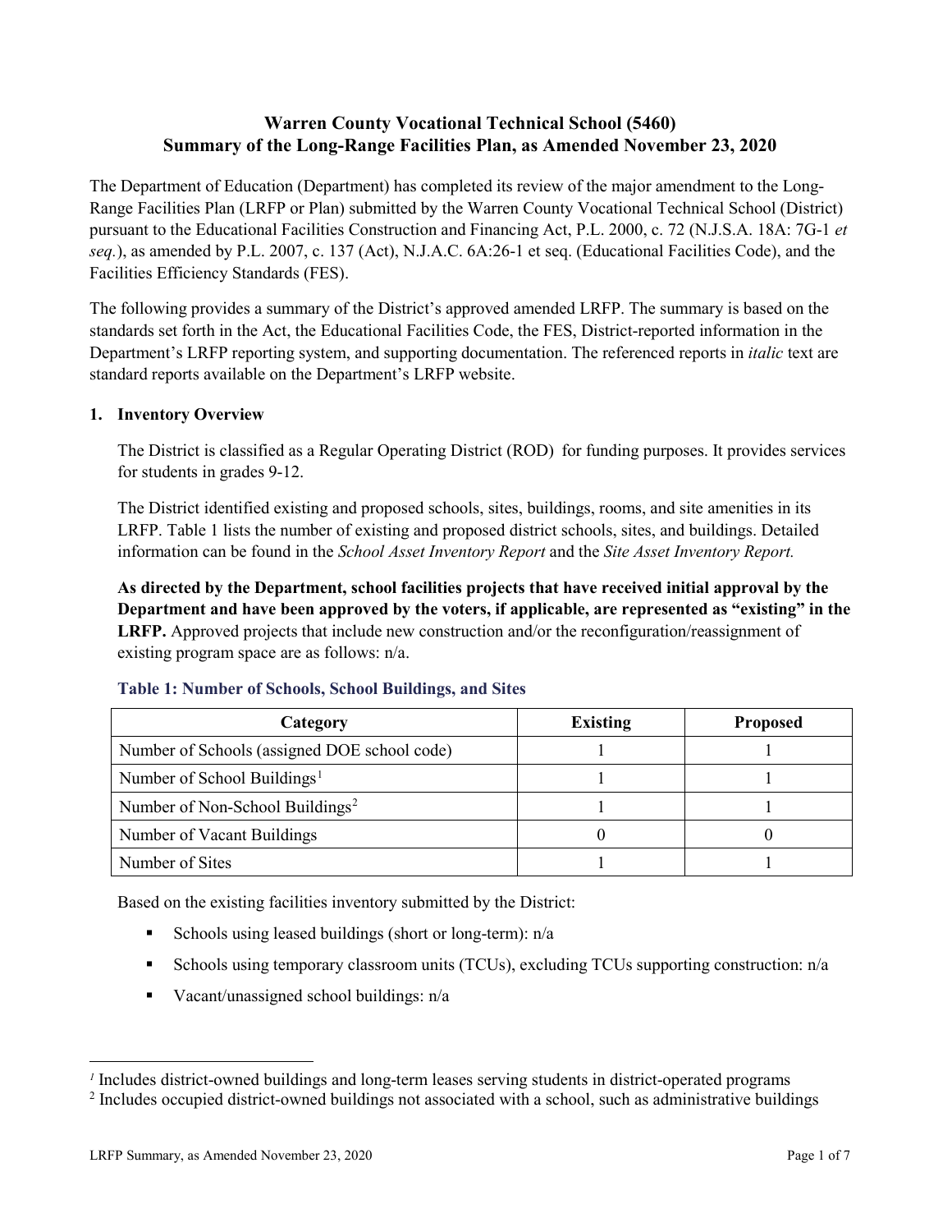# Warren County Vocational Technical School (5460) Summary of the Long-Range Facilities Plan, as Amended November 23, 2020

The Department of Education (Department) has completed its review of the major amendment to the Long-Range Facilities Plan (LRFP or Plan) submitted by the Warren County Vocational Technical School (District) pursuant to the Educational Facilities Construction and Financing Act, P.L. 2000, c. 72 (N.J.S.A. 18A: 7G-1 *et seq.*), as amended by P.L. 2007, c. 137 (Act), N.J.A.C. 6A:26-1 et seq. (Educational Facilities Code), and the Facilities Efficiency Standards (FES).

The following provides a summary of the District's approved amended LRFP. The summary is based on the standards set forth in the Act, the Educational Facilities Code, the FES, District-reported information in the Department's LRFP reporting system, and supporting documentation. The referenced reports in *italic* text are standard reports available on the Department's LRFP website.

## 1. Inventory Overview

The District is classified as a Regular Operating District (ROD) for funding purposes. It provides services for students in grades 9-12.

The District identified existing and proposed schools, sites, buildings, rooms, and site amenities in its LRFP. Table 1 lists the number of existing and proposed district schools, sites, and buildings. Detailed information can be found in the *School Asset Inventory Report* and the *Site Asset Inventory Report.*

**As directed by the Department, school facilities projects that have received initial approval by the Department and have been approved by the voters, if applicable, are represented as "existing" in the LRFP.** Approved projects that include new construction and/or the reconfiguration/reassignment of existing program space are as follows: n/a.

### Table 1: Number of Schools, School Buildings, and Sites

| Category | Existing | Proposed |
|---|---|---|
| Number of Schools (assigned DOE school code) | 1 | 1 |
| Number of School Buildings[1] | 1 | 1 |
| Number of Non-School Buildings[2] | 1 | 1 |
| Number of Vacant Buildings | 0 | 0 |
| Number of Sites | 1 | 1 |

Based on the existing facilities inventory submitted by the District:

- Schools using leased buildings (short or long-term): n/a
- Schools using temporary classroom units (TCUs), excluding TCUs supporting construction: n/a
- Vacant/unassigned school buildings: n/a

[1] Includes district-owned buildings and long-term leases serving students in district-operated programs

[2] Includes occupied district-owned buildings not associated with a school, such as administrative buildings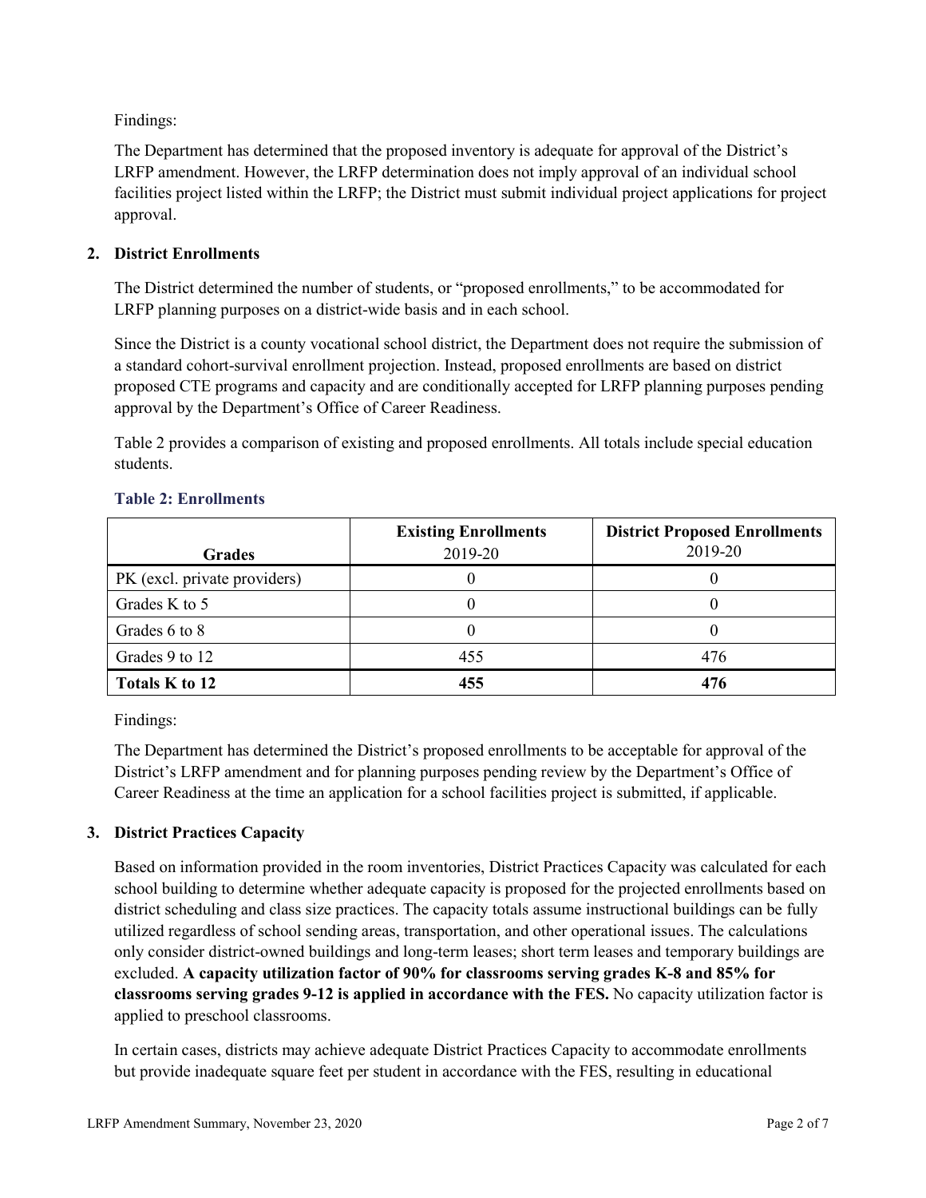Findings:

The Department has determined that the proposed inventory is adequate for approval of the District's LRFP amendment. However, the LRFP determination does not imply approval of an individual school facilities project listed within the LRFP; the District must submit individual project applications for project approval.

## 2. District Enrollments

The District determined the number of students, or "proposed enrollments," to be accommodated for LRFP planning purposes on a district-wide basis and in each school.

Since the District is a county vocational school district, the Department does not require the submission of a standard cohort-survival enrollment projection. Instead, proposed enrollments are based on district proposed CTE programs and capacity and are conditionally accepted for LRFP planning purposes pending approval by the Department's Office of Career Readiness.

Table 2 provides a comparison of existing and proposed enrollments. All totals include special education students.

### Table 2: Enrollments

| Grades | Existing Enrollments 2019-20 | District Proposed Enrollments 2019-20 |
|---|---|---|
| PK (excl. private providers) | 0 | 0 |
| Grades K to 5 | 0 | 0 |
| Grades 6 to 8 | 0 | 0 |
| Grades 9 to 12 | 455 | 476 |
| **Totals K to 12** | **455** | **476** |

Findings:

The Department has determined the District's proposed enrollments to be acceptable for approval of the District's LRFP amendment and for planning purposes pending review by the Department's Office of Career Readiness at the time an application for a school facilities project is submitted, if applicable.

## 3. District Practices Capacity

Based on information provided in the room inventories, District Practices Capacity was calculated for each school building to determine whether adequate capacity is proposed for the projected enrollments based on district scheduling and class size practices. The capacity totals assume instructional buildings can be fully utilized regardless of school sending areas, transportation, and other operational issues. The calculations only consider district-owned buildings and long-term leases; short term leases and temporary buildings are excluded. **A capacity utilization factor of 90% for classrooms serving grades K-8 and 85% for classrooms serving grades 9-12 is applied in accordance with the FES.** No capacity utilization factor is applied to preschool classrooms.

In certain cases, districts may achieve adequate District Practices Capacity to accommodate enrollments but provide inadequate square feet per student in accordance with the FES, resulting in educational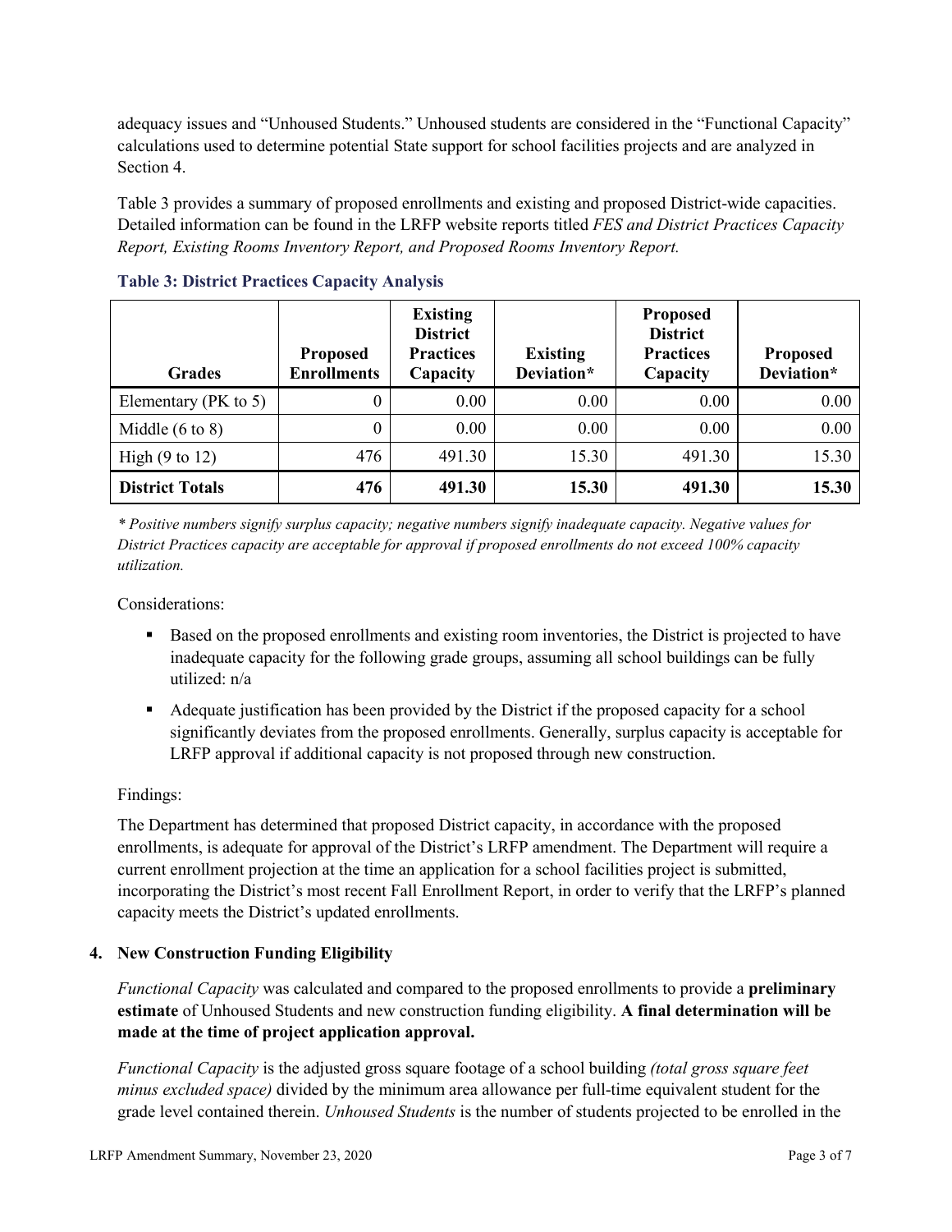adequacy issues and "Unhoused Students." Unhoused students are considered in the "Functional Capacity" calculations used to determine potential State support for school facilities projects and are analyzed in Section 4.

Table 3 provides a summary of proposed enrollments and existing and proposed District-wide capacities. Detailed information can be found in the LRFP website reports titled *FES and District Practices Capacity Report, Existing Rooms Inventory Report, and Proposed Rooms Inventory Report.*

**Table 3: District Practices Capacity Analysis**

| Grades | Proposed Enrollments | Existing District Practices Capacity | Existing Deviation* | Proposed District Practices Capacity | Proposed Deviation* |
|---|---|---|---|---|---|
| Elementary (PK to 5) | 0 | 0.00 | 0.00 | 0.00 | 0.00 |
| Middle (6 to 8) | 0 | 0.00 | 0.00 | 0.00 | 0.00 |
| High (9 to 12) | 476 | 491.30 | 15.30 | 491.30 | 15.30 |
| **District Totals** | **476** | **491.30** | **15.30** | **491.30** | **15.30** |

*\* Positive numbers signify surplus capacity; negative numbers signify inadequate capacity. Negative values for District Practices capacity are acceptable for approval if proposed enrollments do not exceed 100% capacity utilization.*

Considerations:

- Based on the proposed enrollments and existing room inventories, the District is projected to have inadequate capacity for the following grade groups, assuming all school buildings can be fully utilized: n/a
- Adequate justification has been provided by the District if the proposed capacity for a school significantly deviates from the proposed enrollments. Generally, surplus capacity is acceptable for LRFP approval if additional capacity is not proposed through new construction.

Findings:

The Department has determined that proposed District capacity, in accordance with the proposed enrollments, is adequate for approval of the District's LRFP amendment. The Department will require a current enrollment projection at the time an application for a school facilities project is submitted, incorporating the District's most recent Fall Enrollment Report, in order to verify that the LRFP's planned capacity meets the District's updated enrollments.

## 4. New Construction Funding Eligibility

*Functional Capacity* was calculated and compared to the proposed enrollments to provide a **preliminary estimate** of Unhoused Students and new construction funding eligibility. **A final determination will be made at the time of project application approval.**

*Functional Capacity* is the adjusted gross square footage of a school building *(total gross square feet minus excluded space)* divided by the minimum area allowance per full-time equivalent student for the grade level contained therein. *Unhoused Students* is the number of students projected to be enrolled in the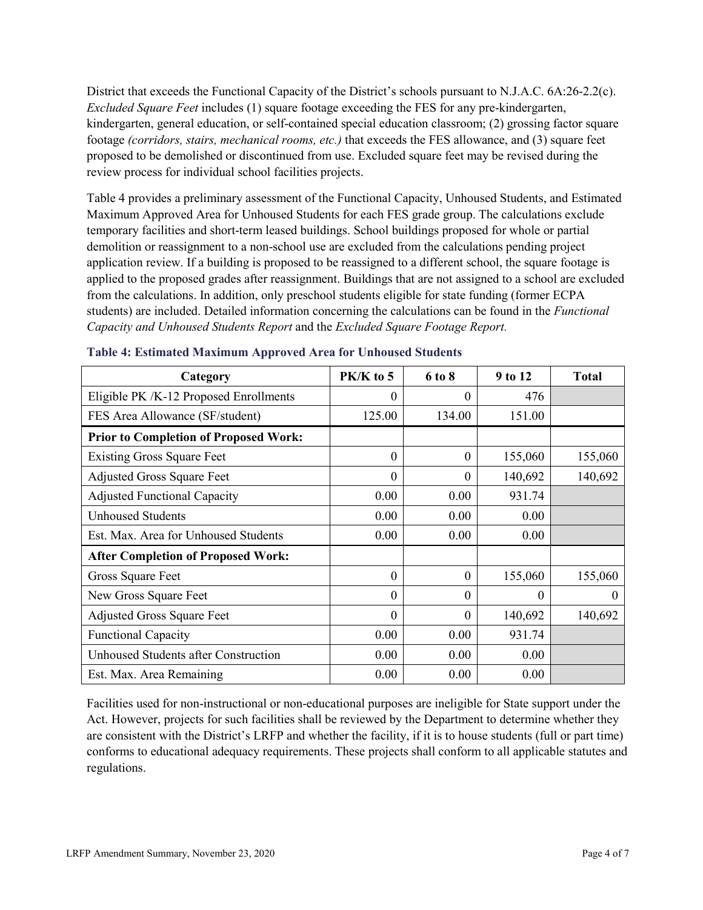District that exceeds the Functional Capacity of the District's schools pursuant to N.J.A.C. 6A:26-2.2(c). *Excluded Square Feet* includes (1) square footage exceeding the FES for any pre-kindergarten, kindergarten, general education, or self-contained special education classroom; (2) grossing factor square footage *(corridors, stairs, mechanical rooms, etc.)* that exceeds the FES allowance, and (3) square feet proposed to be demolished or discontinued from use. Excluded square feet may be revised during the review process for individual school facilities projects.

Table 4 provides a preliminary assessment of the Functional Capacity, Unhoused Students, and Estimated Maximum Approved Area for Unhoused Students for each FES grade group. The calculations exclude temporary facilities and short-term leased buildings. School buildings proposed for whole or partial demolition or reassignment to a non-school use are excluded from the calculations pending project application review. If a building is proposed to be reassigned to a different school, the square footage is applied to the proposed grades after reassignment. Buildings that are not assigned to a school are excluded from the calculations. In addition, only preschool students eligible for state funding (former ECPA students) are included. Detailed information concerning the calculations can be found in the *Functional Capacity and Unhoused Students Report* and the *Excluded Square Footage Report.*

**Table 4: Estimated Maximum Approved Area for Unhoused Students**

| Category | PK/K to 5 | 6 to 8 | 9 to 12 | Total |
|---|---|---|---|---|
| Eligible PK /K-12 Proposed Enrollments | 0 | 0 | 476 | |
| FES Area Allowance (SF/student) | 125.00 | 134.00 | 151.00 | |
| **Prior to Completion of Proposed Work:** | | | | |
| Existing Gross Square Feet | 0 | 0 | 155,060 | 155,060 |
| Adjusted Gross Square Feet | 0 | 0 | 140,692 | 140,692 |
| Adjusted Functional Capacity | 0.00 | 0.00 | 931.74 | |
| Unhoused Students | 0.00 | 0.00 | 0.00 | |
| Est. Max. Area for Unhoused Students | 0.00 | 0.00 | 0.00 | |
| **After Completion of Proposed Work:** | | | | |
| Gross Square Feet | 0 | 0 | 155,060 | 155,060 |
| New Gross Square Feet | 0 | 0 | 0 | 0 |
| Adjusted Gross Square Feet | 0 | 0 | 140,692 | 140,692 |
| Functional Capacity | 0.00 | 0.00 | 931.74 | |
| Unhoused Students after Construction | 0.00 | 0.00 | 0.00 | |
| Est. Max. Area Remaining | 0.00 | 0.00 | 0.00 | |

Facilities used for non-instructional or non-educational purposes are ineligible for State support under the Act. However, projects for such facilities shall be reviewed by the Department to determine whether they are consistent with the District's LRFP and whether the facility, if it is to house students (full or part time) conforms to educational adequacy requirements. These projects shall conform to all applicable statutes and regulations.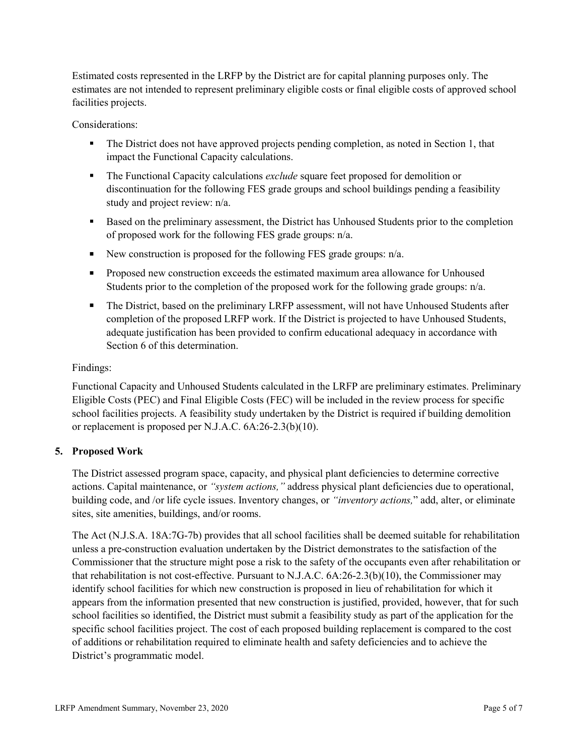Estimated costs represented in the LRFP by the District are for capital planning purposes only. The estimates are not intended to represent preliminary eligible costs or final eligible costs of approved school facilities projects.

Considerations:

- The District does not have approved projects pending completion, as noted in Section 1, that impact the Functional Capacity calculations.
- The Functional Capacity calculations *exclude* square feet proposed for demolition or discontinuation for the following FES grade groups and school buildings pending a feasibility study and project review: n/a.
- Based on the preliminary assessment, the District has Unhoused Students prior to the completion of proposed work for the following FES grade groups: n/a.
- New construction is proposed for the following FES grade groups: n/a.
- Proposed new construction exceeds the estimated maximum area allowance for Unhoused Students prior to the completion of the proposed work for the following grade groups: n/a.
- The District, based on the preliminary LRFP assessment, will not have Unhoused Students after completion of the proposed LRFP work. If the District is projected to have Unhoused Students, adequate justification has been provided to confirm educational adequacy in accordance with Section 6 of this determination.

Findings:

Functional Capacity and Unhoused Students calculated in the LRFP are preliminary estimates. Preliminary Eligible Costs (PEC) and Final Eligible Costs (FEC) will be included in the review process for specific school facilities projects. A feasibility study undertaken by the District is required if building demolition or replacement is proposed per N.J.A.C. 6A:26-2.3(b)(10).

## 5. Proposed Work

The District assessed program space, capacity, and physical plant deficiencies to determine corrective actions. Capital maintenance, or *"system actions,"* address physical plant deficiencies due to operational, building code, and /or life cycle issues. Inventory changes, or *"inventory actions,"* add, alter, or eliminate sites, site amenities, buildings, and/or rooms.

The Act (N.J.S.A. 18A:7G-7b) provides that all school facilities shall be deemed suitable for rehabilitation unless a pre-construction evaluation undertaken by the District demonstrates to the satisfaction of the Commissioner that the structure might pose a risk to the safety of the occupants even after rehabilitation or that rehabilitation is not cost-effective. Pursuant to N.J.A.C. 6A:26-2.3(b)(10), the Commissioner may identify school facilities for which new construction is proposed in lieu of rehabilitation for which it appears from the information presented that new construction is justified, provided, however, that for such school facilities so identified, the District must submit a feasibility study as part of the application for the specific school facilities project. The cost of each proposed building replacement is compared to the cost of additions or rehabilitation required to eliminate health and safety deficiencies and to achieve the District's programmatic model.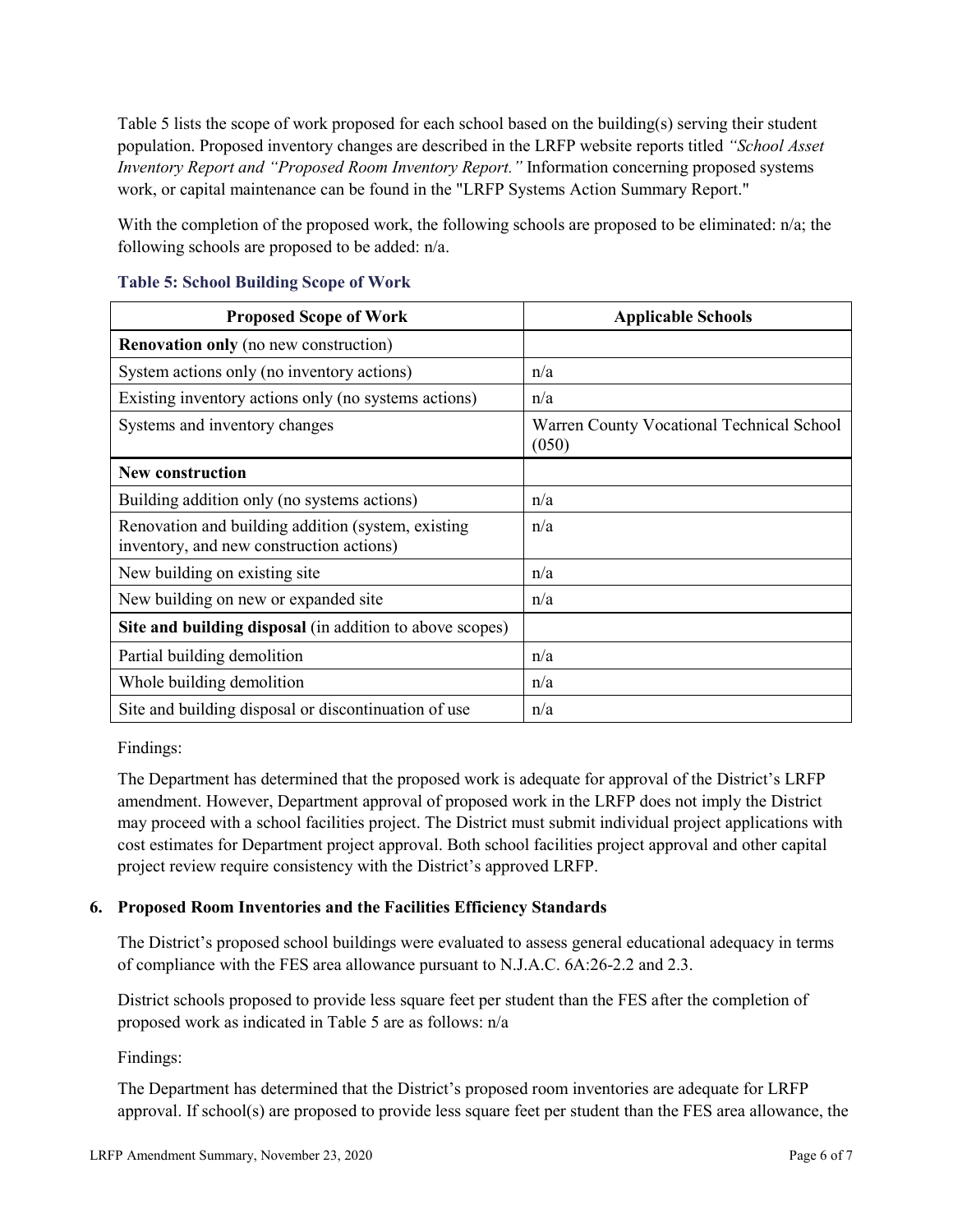Table 5 lists the scope of work proposed for each school based on the building(s) serving their student population. Proposed inventory changes are described in the LRFP website reports titled *"School Asset Inventory Report and "Proposed Room Inventory Report."* Information concerning proposed systems work, or capital maintenance can be found in the "LRFP Systems Action Summary Report."

With the completion of the proposed work, the following schools are proposed to be eliminated: n/a; the following schools are proposed to be added: n/a.

### Table 5: School Building Scope of Work

| Proposed Scope of Work | Applicable Schools |
|---|---|
| **Renovation only** (no new construction) | |
| System actions only (no inventory actions) | n/a |
| Existing inventory actions only (no systems actions) | n/a |
| Systems and inventory changes | Warren County Vocational Technical School (050) |
| **New construction** | |
| Building addition only (no systems actions) | n/a |
| Renovation and building addition (system, existing inventory, and new construction actions) | n/a |
| New building on existing site | n/a |
| New building on new or expanded site | n/a |
| **Site and building disposal** (in addition to above scopes) | |
| Partial building demolition | n/a |
| Whole building demolition | n/a |
| Site and building disposal or discontinuation of use | n/a |

Findings:

The Department has determined that the proposed work is adequate for approval of the District's LRFP amendment. However, Department approval of proposed work in the LRFP does not imply the District may proceed with a school facilities project. The District must submit individual project applications with cost estimates for Department project approval. Both school facilities project approval and other capital project review require consistency with the District's approved LRFP.

## 6. Proposed Room Inventories and the Facilities Efficiency Standards

The District's proposed school buildings were evaluated to assess general educational adequacy in terms of compliance with the FES area allowance pursuant to N.J.A.C. 6A:26-2.2 and 2.3.

District schools proposed to provide less square feet per student than the FES after the completion of proposed work as indicated in Table 5 are as follows: n/a

Findings:

The Department has determined that the District's proposed room inventories are adequate for LRFP approval. If school(s) are proposed to provide less square feet per student than the FES area allowance, the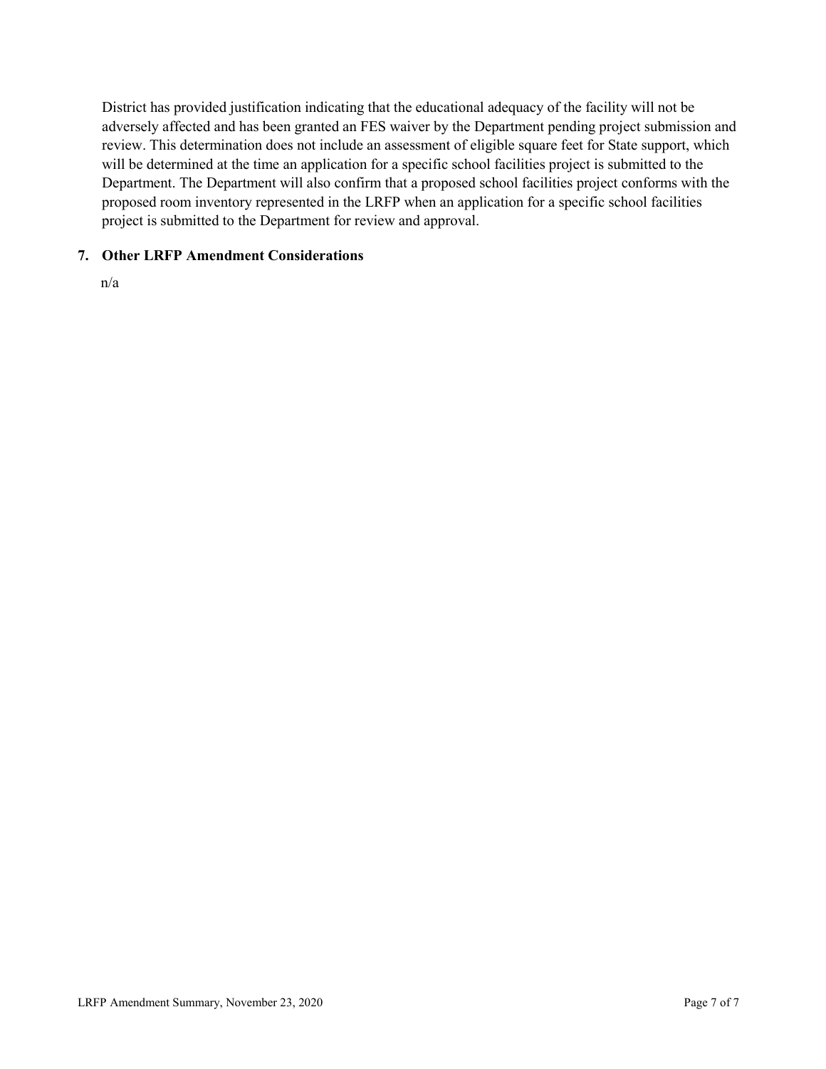District has provided justification indicating that the educational adequacy of the facility will not be adversely affected and has been granted an FES waiver by the Department pending project submission and review. This determination does not include an assessment of eligible square feet for State support, which will be determined at the time an application for a specific school facilities project is submitted to the Department. The Department will also confirm that a proposed school facilities project conforms with the proposed room inventory represented in the LRFP when an application for a specific school facilities project is submitted to the Department for review and approval.

**7. Other LRFP Amendment Considerations**

n/a